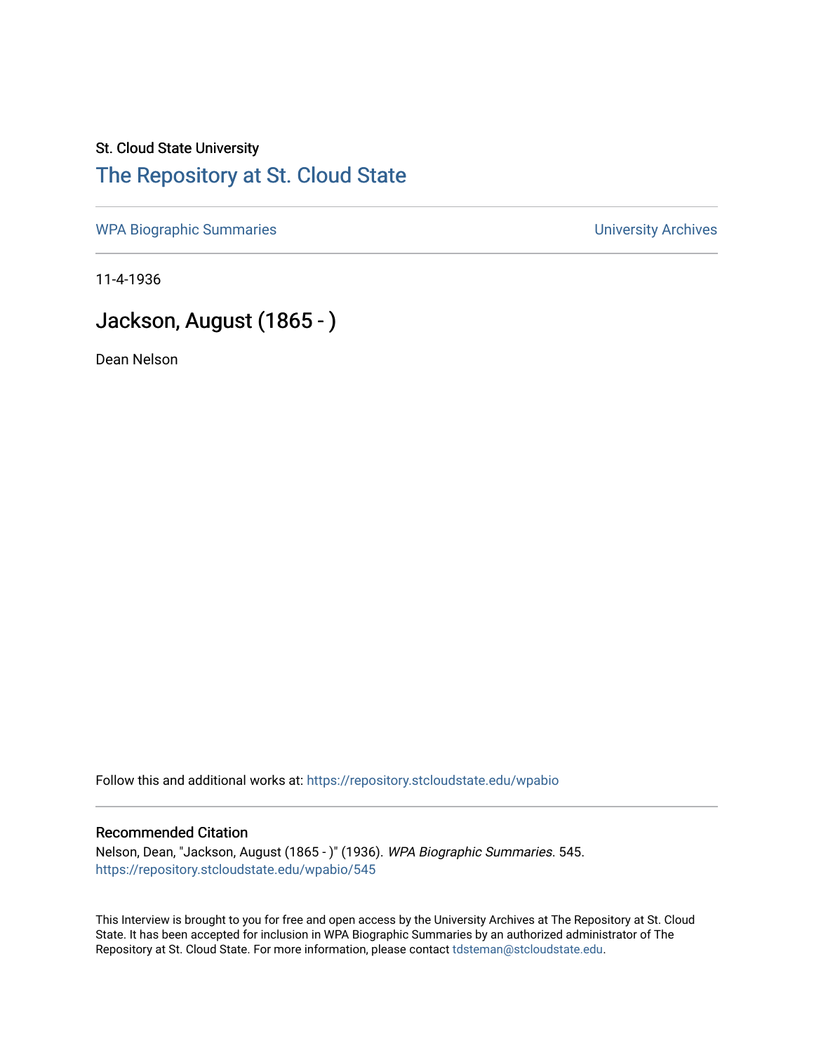St. Cloud State University

# The Repository at St. Cloud State

WPA Biographic Summaries | University Archives

11-4-1936

## Jackson, August (1865 - )

Dean Nelson

Follow this and additional works at: https://repository.stcloudstate.edu/wpabio

### Recommended Citation

Nelson, Dean, "Jackson, August (1865 - )" (1936). *WPA Biographic Summaries*. 545.
https://repository.stcloudstate.edu/wpabio/545

This Interview is brought to you for free and open access by the University Archives at The Repository at St. Cloud State. It has been accepted for inclusion in WPA Biographic Summaries by an authorized administrator of The Repository at St. Cloud State. For more information, please contact tdsteman@stcloudstate.edu.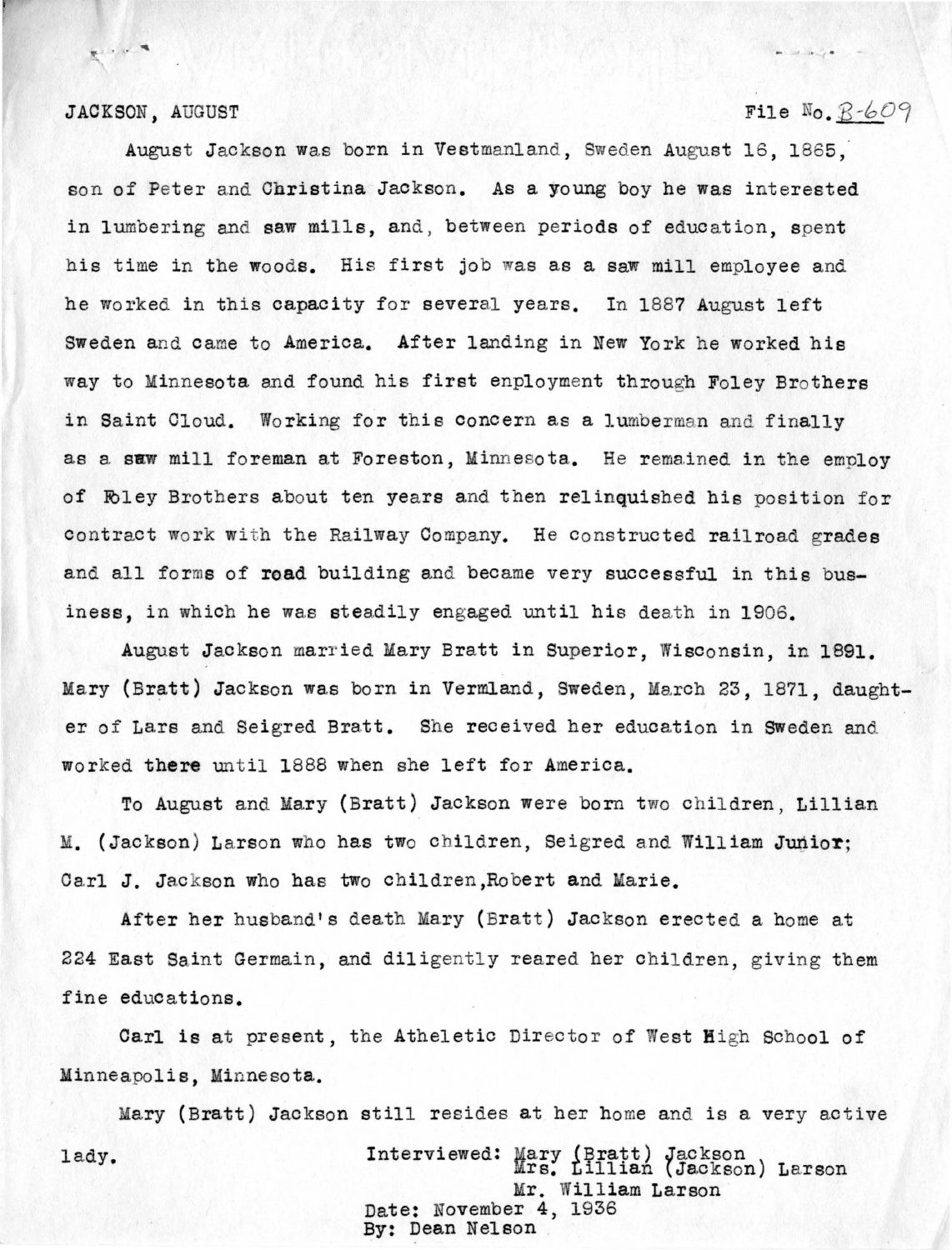JACKSON, AUGUST File No. B-609

August Jackson was born in Vestmanland, Sweden August 16, 1865, son of Peter and Christina Jackson. As a young boy he was interested in lumbering and saw mills, and, between periods of education, spent his time in the woods. His first job was as a saw mill employee and he worked in this capacity for several years. In 1887 August left Sweden and came to America. After landing in New York he worked his way to Minnesota and found his first enployment through Foley Brothers in Saint Cloud. Working for this concern as a lumberman and finally as a saw mill foreman at Foreston, Minnesota. He remained in the employ of Foley Brothers about ten years and then relinquished his position for contract work with the Railway Company. He constructed railroad grades and all forms of road building and became very successful in this business, in which he was steadily engaged until his death in 1906.

August Jackson married Mary Bratt in Superior, Wisconsin, in 1891. Mary (Bratt) Jackson was born in Vermland, Sweden, March 23, 1871, daughter of Lars and Seigred Bratt. She received her education in Sweden and worked there until 1888 when she left for America.

To August and Mary (Bratt) Jackson were born two children, Lillian M. (Jackson) Larson who has two children, Seigred and William Junior; Carl J. Jackson who has two children,Robert and Marie.

After her husband's death Mary (Bratt) Jackson erected a home at 224 East Saint Germain, and diligently reared her children, giving them fine educations.

Carl is at present, the Atheletic Director of West High School of Minneapolis, Minnesota.

Mary (Bratt) Jackson still resides at her home and is a very active lady.

Interviewed: Mary (Bratt) Jackson
Mrs. Lillian (Jackson) Larson
Mr. William Larson
Date: November 4, 1936
By: Dean Nelson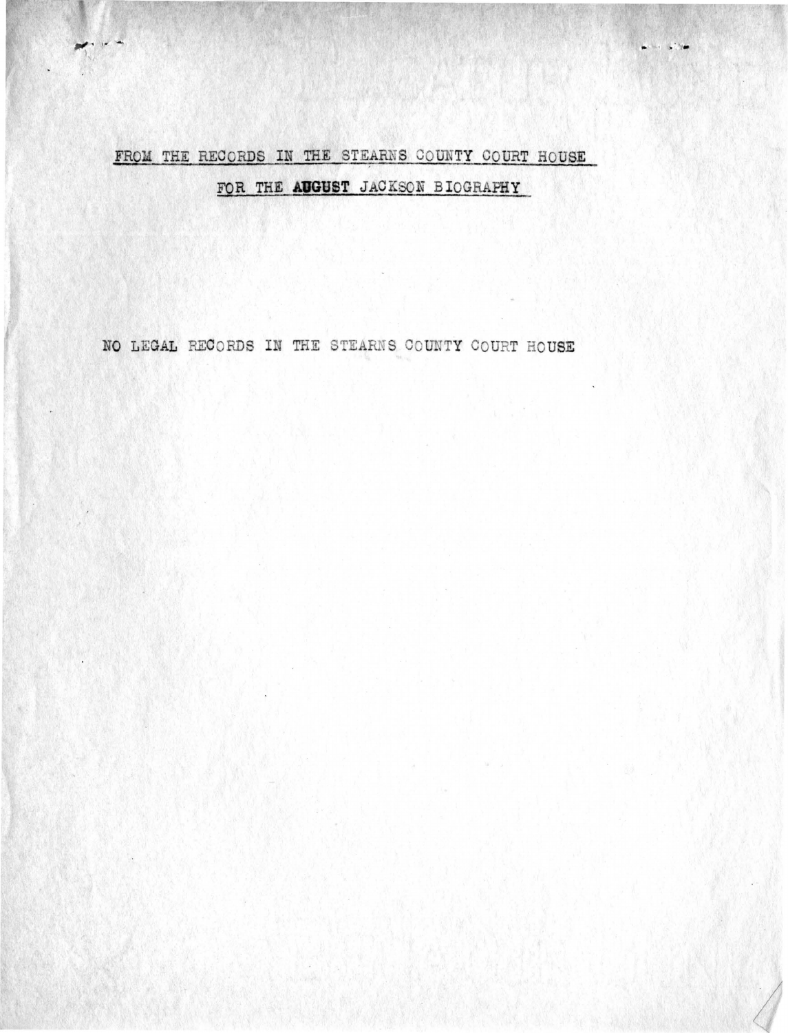FROM THE RECORDS IN THE STEARNS COUNTY COURT HOUSE

FOR THE **AUGUST** JACKSON BIOGRAPHY

NO LEGAL RECORDS IN THE STEARNS COUNTY COURT HOUSE